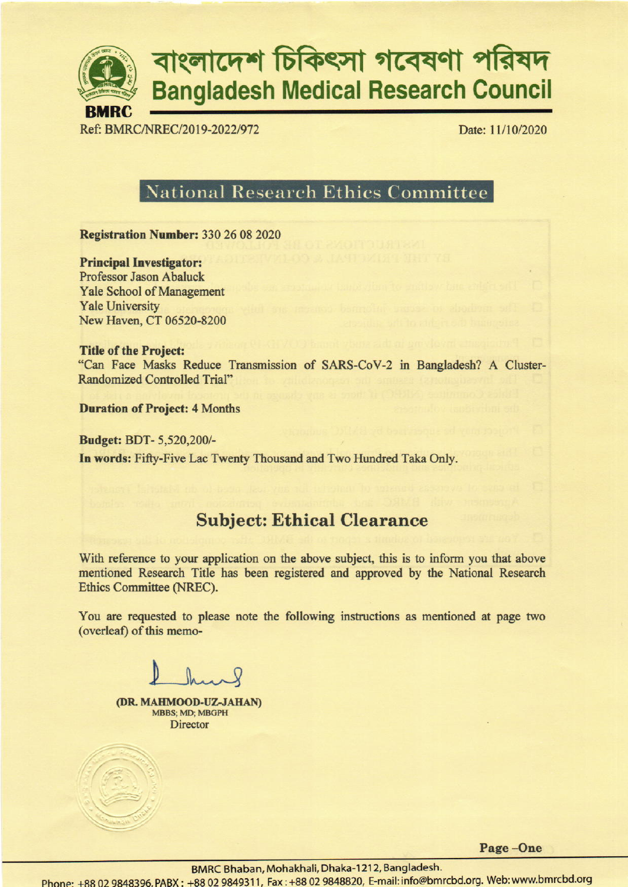# বাংলাদেশ চিকিৎসা গবেষণা পরিষদ
# Bangladesh Medical Research Council

**BMRC**

Ref: BMRC/NREC/2019-2022/972

Date: 11/10/2020

## National Research Ethics Committee

**Registration Number:** 330 26 08 2020

**Principal Investigator:**
Professor Jason Abaluck
Yale School of Management
Yale University
New Haven, CT 06520-8200

**Title of the Project:**
"Can Face Masks Reduce Transmission of SARS-CoV-2 in Bangladesh? A Cluster-Randomized Controlled Trial"

**Duration of Project:** 4 Months

**Budget:** BDT- 5,520,200/-
**In words:** Fifty-Five Lac Twenty Thousand and Two Hundred Taka Only.

## Subject: Ethical Clearance

With reference to your application on the above subject, this is to inform you that above mentioned Research Title has been registered and approved by the National Research Ethics Committee (NREC).

You are requested to please note the following instructions as mentioned at page two (overleaf) of this memo-

(DR. MAHMOOD-UZ-JAHAN)
MBBS; MD; MBGPH
Director

BMRC Bhaban, Mohakhali, Dhaka-1212, Bangladesh.
Phone: +88 02 9848396, PABX: +88 02 9849311, Fax: +88 02 9848820, E-mail: info@bmrcbd.org. Web: www.bmrcbd.org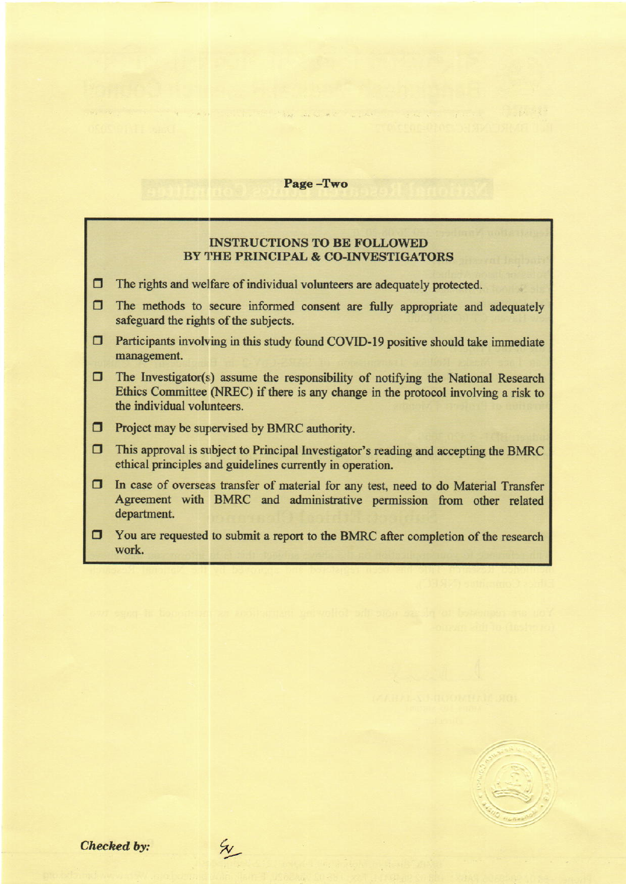**Page –Two**

**INSTRUCTIONS TO BE FOLLOWED BY THE PRINCIPAL & CO-INVESTIGATORS**

- The rights and welfare of individual volunteers are adequately protected.
- The methods to secure informed consent are fully appropriate and adequately safeguard the rights of the subjects.
- Participants involving in this study found COVID-19 positive should take immediate management.
- The Investigator(s) assume the responsibility of notifying the National Research Ethics Committee (NREC) if there is any change in the protocol involving a risk to the individual volunteers.
- Project may be supervised by BMRC authority.
- This approval is subject to Principal Investigator's reading and accepting the BMRC ethical principles and guidelines currently in operation.
- In case of overseas transfer of material for any test, need to do Material Transfer Agreement with BMRC and administrative permission from other related department.
- You are requested to submit a report to the BMRC after completion of the research work.

***Checked by:***